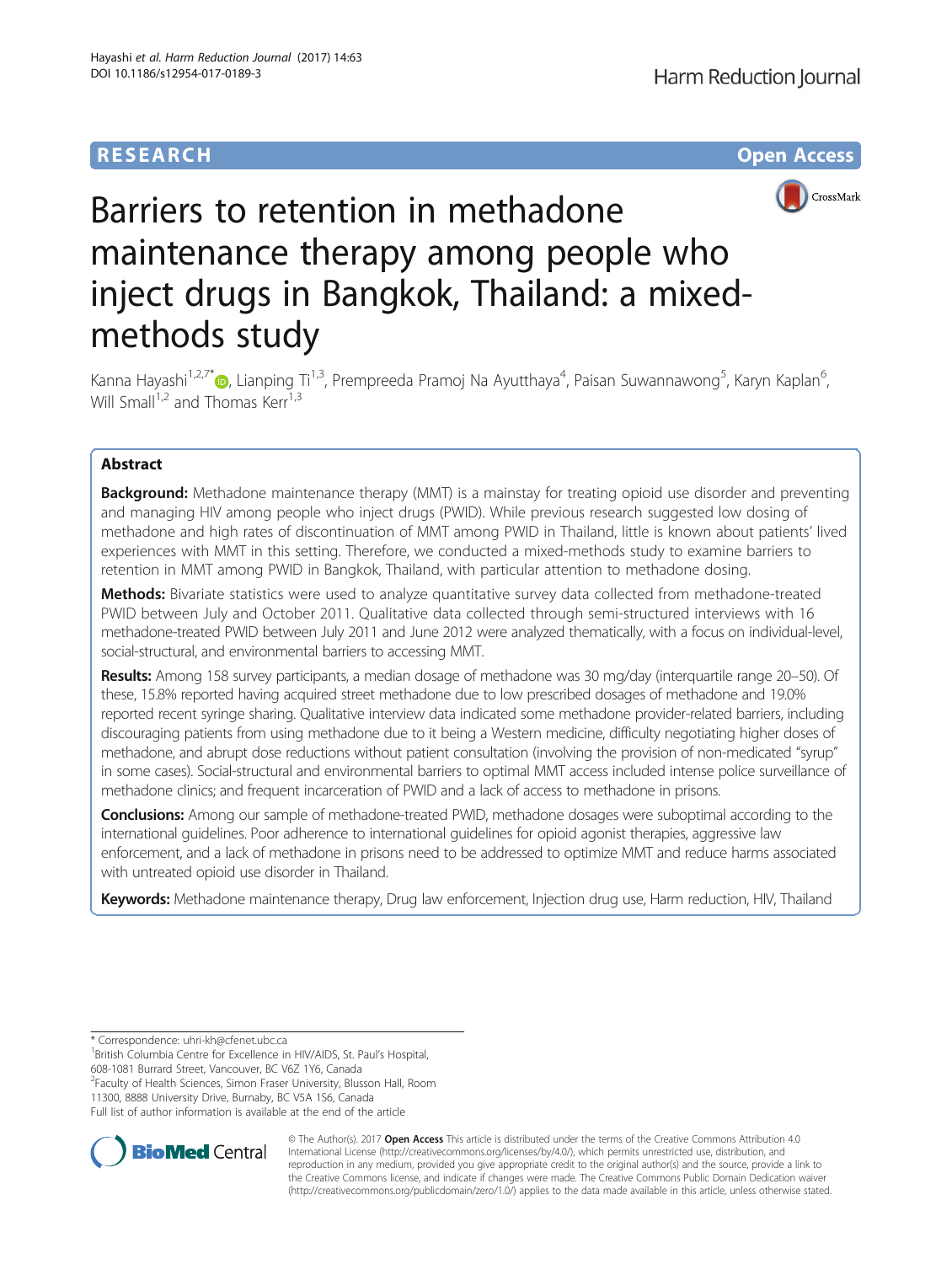RESEARCH

Open Access

# Barriers to retention in methadone maintenance therapy among people who inject drugs in Bangkok, Thailand: a mixed-methods study

Kanna Hayashi[1,2,7*], Lianping Ti[1,3], Prempreeda Pramoj Na Ayutthaya[4], Paisan Suwannawong[5], Karyn Kaplan[6], Will Small[1,2] and Thomas Kerr[1,3]

## Abstract

**Background:** Methadone maintenance therapy (MMT) is a mainstay for treating opioid use disorder and preventing and managing HIV among people who inject drugs (PWID). While previous research suggested low dosing of methadone and high rates of discontinuation of MMT among PWID in Thailand, little is known about patients' lived experiences with MMT in this setting. Therefore, we conducted a mixed-methods study to examine barriers to retention in MMT among PWID in Bangkok, Thailand, with particular attention to methadone dosing.

**Methods:** Bivariate statistics were used to analyze quantitative survey data collected from methadone-treated PWID between July and October 2011. Qualitative data collected through semi-structured interviews with 16 methadone-treated PWID between July 2011 and June 2012 were analyzed thematically, with a focus on individual-level, social-structural, and environmental barriers to accessing MMT.

**Results:** Among 158 survey participants, a median dosage of methadone was 30 mg/day (interquartile range 20–50). Of these, 15.8% reported having acquired street methadone due to low prescribed dosages of methadone and 19.0% reported recent syringe sharing. Qualitative interview data indicated some methadone provider-related barriers, including discouraging patients from using methadone due to it being a Western medicine, difficulty negotiating higher doses of methadone, and abrupt dose reductions without patient consultation (involving the provision of non-medicated "syrup" in some cases). Social-structural and environmental barriers to optimal MMT access included intense police surveillance of methadone clinics; and frequent incarceration of PWID and a lack of access to methadone in prisons.

**Conclusions:** Among our sample of methadone-treated PWID, methadone dosages were suboptimal according to the international guidelines. Poor adherence to international guidelines for opioid agonist therapies, aggressive law enforcement, and a lack of methadone in prisons need to be addressed to optimize MMT and reduce harms associated with untreated opioid use disorder in Thailand.

**Keywords:** Methadone maintenance therapy, Drug law enforcement, Injection drug use, Harm reduction, HIV, Thailand

\* Correspondence: uhri-kh@cfenet.ubc.ca
[1]British Columbia Centre for Excellence in HIV/AIDS, St. Paul's Hospital, 608-1081 Burrard Street, Vancouver, BC V6Z 1Y6, Canada
[2]Faculty of Health Sciences, Simon Fraser University, Blusson Hall, Room 11300, 8888 University Drive, Burnaby, BC V5A 1S6, Canada
Full list of author information is available at the end of the article

© The Author(s). 2017 **Open Access** This article is distributed under the terms of the Creative Commons Attribution 4.0 International License (http://creativecommons.org/licenses/by/4.0/), which permits unrestricted use, distribution, and reproduction in any medium, provided you give appropriate credit to the original author(s) and the source, provide a link to the Creative Commons license, and indicate if changes were made. The Creative Commons Public Domain Dedication waiver (http://creativecommons.org/publicdomain/zero/1.0/) applies to the data made available in this article, unless otherwise stated.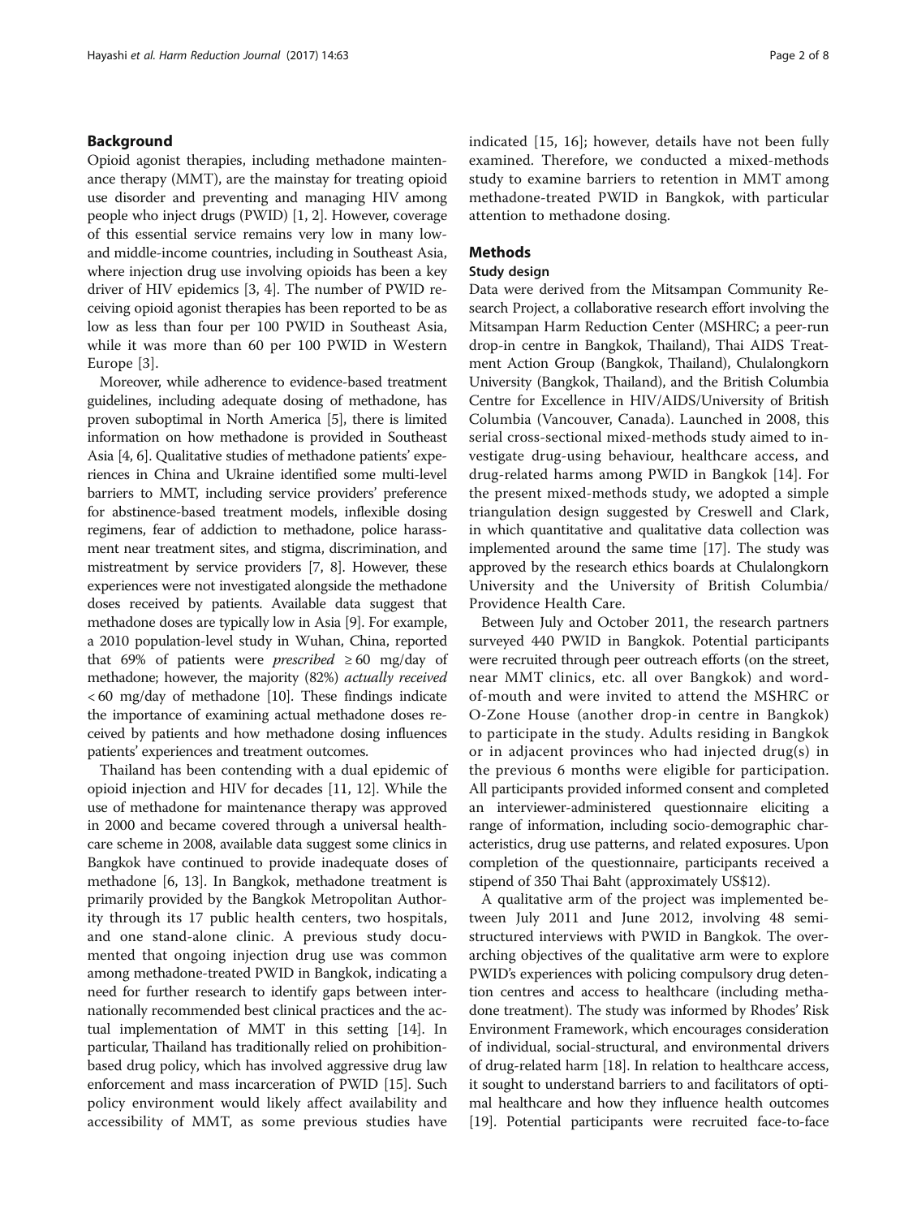## Background

Opioid agonist therapies, including methadone maintenance therapy (MMT), are the mainstay for treating opioid use disorder and preventing and managing HIV among people who inject drugs (PWID) [1, 2]. However, coverage of this essential service remains very low in many low- and middle-income countries, including in Southeast Asia, where injection drug use involving opioids has been a key driver of HIV epidemics [3, 4]. The number of PWID receiving opioid agonist therapies has been reported to be as low as less than four per 100 PWID in Southeast Asia, while it was more than 60 per 100 PWID in Western Europe [3].

Moreover, while adherence to evidence-based treatment guidelines, including adequate dosing of methadone, has proven suboptimal in North America [5], there is limited information on how methadone is provided in Southeast Asia [4, 6]. Qualitative studies of methadone patients' experiences in China and Ukraine identified some multi-level barriers to MMT, including service providers' preference for abstinence-based treatment models, inflexible dosing regimens, fear of addiction to methadone, police harassment near treatment sites, and stigma, discrimination, and mistreatment by service providers [7, 8]. However, these experiences were not investigated alongside the methadone doses received by patients. Available data suggest that methadone doses are typically low in Asia [9]. For example, a 2010 population-level study in Wuhan, China, reported that 69% of patients were *prescribed* ≥ 60 mg/day of methadone; however, the majority (82%) *actually received* < 60 mg/day of methadone [10]. These findings indicate the importance of examining actual methadone doses received by patients and how methadone dosing influences patients' experiences and treatment outcomes.

Thailand has been contending with a dual epidemic of opioid injection and HIV for decades [11, 12]. While the use of methadone for maintenance therapy was approved in 2000 and became covered through a universal healthcare scheme in 2008, available data suggest some clinics in Bangkok have continued to provide inadequate doses of methadone [6, 13]. In Bangkok, methadone treatment is primarily provided by the Bangkok Metropolitan Authority through its 17 public health centers, two hospitals, and one stand-alone clinic. A previous study documented that ongoing injection drug use was common among methadone-treated PWID in Bangkok, indicating a need for further research to identify gaps between internationally recommended best clinical practices and the actual implementation of MMT in this setting [14]. In particular, Thailand has traditionally relied on prohibition-based drug policy, which has involved aggressive drug law enforcement and mass incarceration of PWID [15]. Such policy environment would likely affect availability and accessibility of MMT, as some previous studies have indicated [15, 16]; however, details have not been fully examined. Therefore, we conducted a mixed-methods study to examine barriers to retention in MMT among methadone-treated PWID in Bangkok, with particular attention to methadone dosing.

## Methods

### Study design

Data were derived from the Mitsampan Community Research Project, a collaborative research effort involving the Mitsampan Harm Reduction Center (MSHRC; a peer-run drop-in centre in Bangkok, Thailand), Thai AIDS Treatment Action Group (Bangkok, Thailand), Chulalongkorn University (Bangkok, Thailand), and the British Columbia Centre for Excellence in HIV/AIDS/University of British Columbia (Vancouver, Canada). Launched in 2008, this serial cross-sectional mixed-methods study aimed to investigate drug-using behaviour, healthcare access, and drug-related harms among PWID in Bangkok [14]. For the present mixed-methods study, we adopted a simple triangulation design suggested by Creswell and Clark, in which quantitative and qualitative data collection was implemented around the same time [17]. The study was approved by the research ethics boards at Chulalongkorn University and the University of British Columbia/Providence Health Care.

Between July and October 2011, the research partners surveyed 440 PWID in Bangkok. Potential participants were recruited through peer outreach efforts (on the street, near MMT clinics, etc. all over Bangkok) and word-of-mouth and were invited to attend the MSHRC or O-Zone House (another drop-in centre in Bangkok) to participate in the study. Adults residing in Bangkok or in adjacent provinces who had injected drug(s) in the previous 6 months were eligible for participation. All participants provided informed consent and completed an interviewer-administered questionnaire eliciting a range of information, including socio-demographic characteristics, drug use patterns, and related exposures. Upon completion of the questionnaire, participants received a stipend of 350 Thai Baht (approximately US$12).

A qualitative arm of the project was implemented between July 2011 and June 2012, involving 48 semi-structured interviews with PWID in Bangkok. The overarching objectives of the qualitative arm were to explore PWID's experiences with policing compulsory drug detention centres and access to healthcare (including methadone treatment). The study was informed by Rhodes' Risk Environment Framework, which encourages consideration of individual, social-structural, and environmental drivers of drug-related harm [18]. In relation to healthcare access, it sought to understand barriers to and facilitators of optimal healthcare and how they influence health outcomes [19]. Potential participants were recruited face-to-face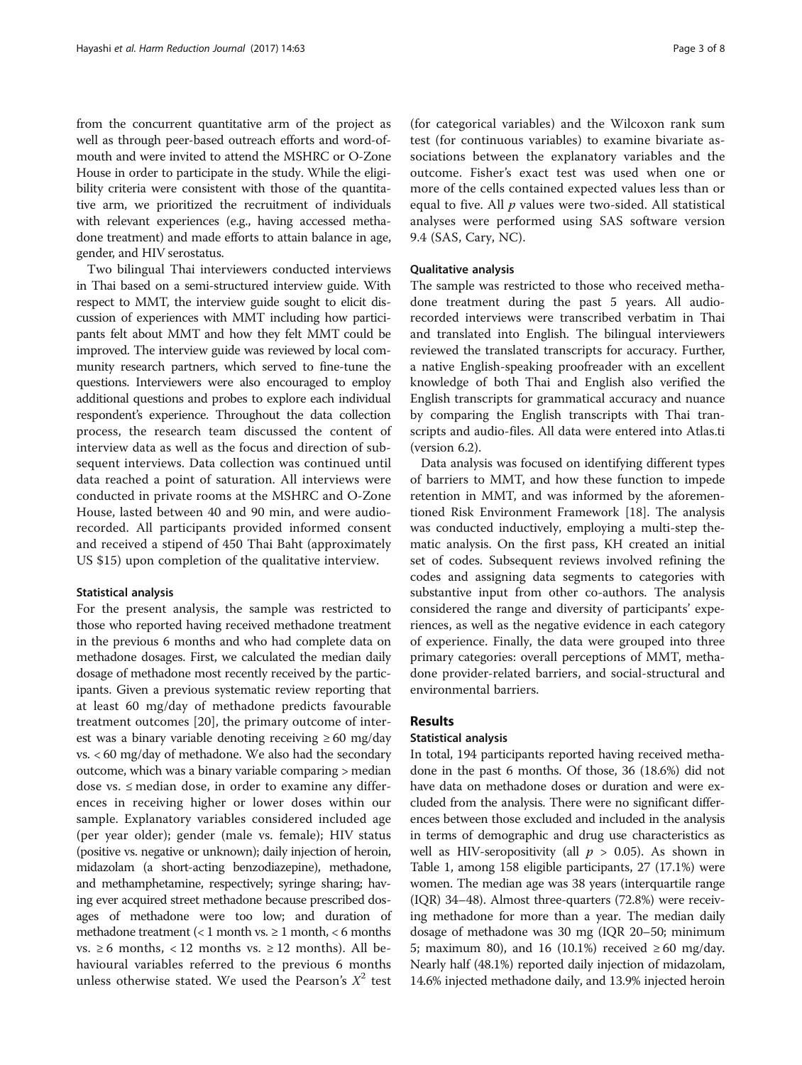from the concurrent quantitative arm of the project as well as through peer-based outreach efforts and word-of-mouth and were invited to attend the MSHRC or O-Zone House in order to participate in the study. While the eligibility criteria were consistent with those of the quantitative arm, we prioritized the recruitment of individuals with relevant experiences (e.g., having accessed methadone treatment) and made efforts to attain balance in age, gender, and HIV serostatus.

Two bilingual Thai interviewers conducted interviews in Thai based on a semi-structured interview guide. With respect to MMT, the interview guide sought to elicit discussion of experiences with MMT including how participants felt about MMT and how they felt MMT could be improved. The interview guide was reviewed by local community research partners, which served to fine-tune the questions. Interviewers were also encouraged to employ additional questions and probes to explore each individual respondent's experience. Throughout the data collection process, the research team discussed the content of interview data as well as the focus and direction of subsequent interviews. Data collection was continued until data reached a point of saturation. All interviews were conducted in private rooms at the MSHRC and O-Zone House, lasted between 40 and 90 min, and were audio-recorded. All participants provided informed consent and received a stipend of 450 Thai Baht (approximately US $15) upon completion of the qualitative interview.

### Statistical analysis

For the present analysis, the sample was restricted to those who reported having received methadone treatment in the previous 6 months and who had complete data on methadone dosages. First, we calculated the median daily dosage of methadone most recently received by the participants. Given a previous systematic review reporting that at least 60 mg/day of methadone predicts favourable treatment outcomes [20], the primary outcome of interest was a binary variable denoting receiving ≥ 60 mg/day vs. < 60 mg/day of methadone. We also had the secondary outcome, which was a binary variable comparing > median dose vs. ≤ median dose, in order to examine any differences in receiving higher or lower doses within our sample. Explanatory variables considered included age (per year older); gender (male vs. female); HIV status (positive vs. negative or unknown); daily injection of heroin, midazolam (a short-acting benzodiazepine), methadone, and methamphetamine, respectively; syringe sharing; having ever acquired street methadone because prescribed dosages of methadone were too low; and duration of methadone treatment (< 1 month vs. ≥ 1 month, < 6 months vs. ≥ 6 months, < 12 months vs. ≥ 12 months). All behavioural variables referred to the previous 6 months unless otherwise stated. We used the Pearson's $X^2$ test (for categorical variables) and the Wilcoxon rank sum test (for continuous variables) to examine bivariate associations between the explanatory variables and the outcome. Fisher's exact test was used when one or more of the cells contained expected values less than or equal to five. All $p$ values were two-sided. All statistical analyses were performed using SAS software version 9.4 (SAS, Cary, NC).

### Qualitative analysis

The sample was restricted to those who received methadone treatment during the past 5 years. All audio-recorded interviews were transcribed verbatim in Thai and translated into English. The bilingual interviewers reviewed the translated transcripts for accuracy. Further, a native English-speaking proofreader with an excellent knowledge of both Thai and English also verified the English transcripts for grammatical accuracy and nuance by comparing the English transcripts with Thai transcripts and audio-files. All data were entered into Atlas.ti (version 6.2).

Data analysis was focused on identifying different types of barriers to MMT, and how these function to impede retention in MMT, and was informed by the aforementioned Risk Environment Framework [18]. The analysis was conducted inductively, employing a multi-step thematic analysis. On the first pass, KH created an initial set of codes. Subsequent reviews involved refining the codes and assigning data segments to categories with substantive input from other co-authors. The analysis considered the range and diversity of participants' experiences, as well as the negative evidence in each category of experience. Finally, the data were grouped into three primary categories: overall perceptions of MMT, methadone provider-related barriers, and social-structural and environmental barriers.

## Results

### Statistical analysis

In total, 194 participants reported having received methadone in the past 6 months. Of those, 36 (18.6%) did not have data on methadone doses or duration and were excluded from the analysis. There were no significant differences between those excluded and included in the analysis in terms of demographic and drug use characteristics as well as HIV-seropositivity (all $p > 0.05$). As shown in Table 1, among 158 eligible participants, 27 (17.1%) were women. The median age was 38 years (interquartile range (IQR) 34–48). Almost three-quarters (72.8%) were receiving methadone for more than a year. The median daily dosage of methadone was 30 mg (IQR 20–50; minimum 5; maximum 80), and 16 (10.1%) received ≥ 60 mg/day. Nearly half (48.1%) reported daily injection of midazolam, 14.6% injected methadone daily, and 13.9% injected heroin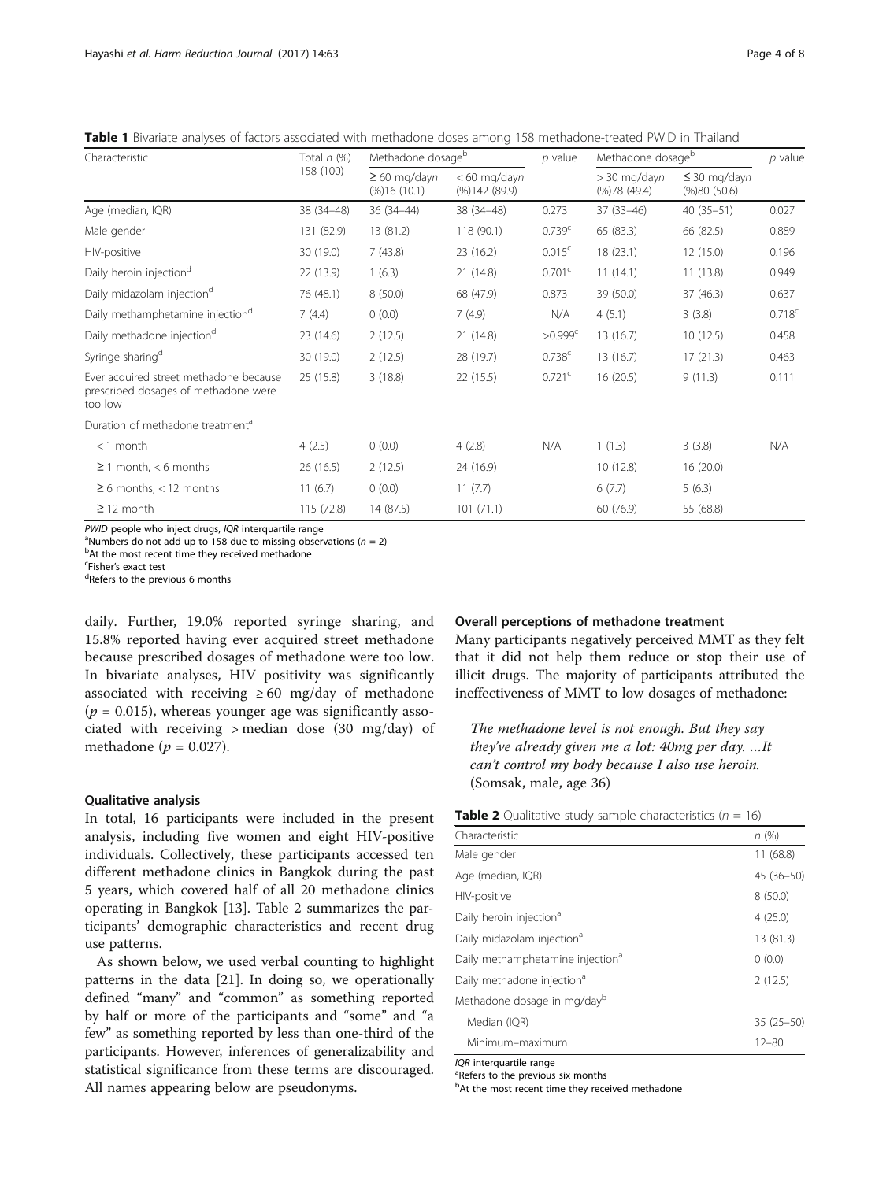**Table 1** Bivariate analyses of factors associated with methadone doses among 158 methadone-treated PWID in Thailand

| Characteristic | Total n (%) 158 (100) | Methadone dosage[b] | | p value | Methadone dosage[b] | | p value |
|---|---|---|---|---|---|---|---|
| | | ≥ 60 mg/dayn (%)16 (10.1) | < 60 mg/dayn (%)142 (89.9) | | > 30 mg/dayn (%)78 (49.4) | ≤ 30 mg/dayn (%)80 (50.6) | |
| Age (median, IQR) | 38 (34–48) | 36 (34–44) | 38 (34–48) | 0.273 | 37 (33–46) | 40 (35–51) | 0.027 |
| Male gender | 131 (82.9) | 13 (81.2) | 118 (90.1) | 0.739[c] | 65 (83.3) | 66 (82.5) | 0.889 |
| HIV-positive | 30 (19.0) | 7 (43.8) | 23 (16.2) | 0.015[c] | 18 (23.1) | 12 (15.0) | 0.196 |
| Daily heroin injection[d] | 22 (13.9) | 1 (6.3) | 21 (14.8) | 0.701[c] | 11 (14.1) | 11 (13.8) | 0.949 |
| Daily midazolam injection[d] | 76 (48.1) | 8 (50.0) | 68 (47.9) | 0.873 | 39 (50.0) | 37 (46.3) | 0.637 |
| Daily methamphetamine injection[d] | 7 (4.4) | 0 (0.0) | 7 (4.9) | N/A | 4 (5.1) | 3 (3.8) | 0.718[c] |
| Daily methadone injection[d] | 23 (14.6) | 2 (12.5) | 21 (14.8) | >0.999[c] | 13 (16.7) | 10 (12.5) | 0.458 |
| Syringe sharing[d] | 30 (19.0) | 2 (12.5) | 28 (19.7) | 0.738[c] | 13 (16.7) | 17 (21.3) | 0.463 |
| Ever acquired street methadone because prescribed dosages of methadone were too low | 25 (15.8) | 3 (18.8) | 22 (15.5) | 0.721[c] | 16 (20.5) | 9 (11.3) | 0.111 |
| Duration of methadone treatment[a] | | | | | | | |
| < 1 month | 4 (2.5) | 0 (0.0) | 4 (2.8) | N/A | 1 (1.3) | 3 (3.8) | N/A |
| ≥ 1 month, < 6 months | 26 (16.5) | 2 (12.5) | 24 (16.9) | | 10 (12.8) | 16 (20.0) | |
| ≥ 6 months, < 12 months | 11 (6.7) | 0 (0.0) | 11 (7.7) | | 6 (7.7) | 5 (6.3) | |
| ≥ 12 month | 115 (72.8) | 14 (87.5) | 101 (71.1) | | 60 (76.9) | 55 (68.8) | |

*PWID* people who inject drugs, *IQR* interquartile range
[a]Numbers do not add up to 158 due to missing observations (n = 2)
[b]At the most recent time they received methadone
[c]Fisher's exact test
[d]Refers to the previous 6 months

daily. Further, 19.0% reported syringe sharing, and 15.8% reported having ever acquired street methadone because prescribed dosages of methadone were too low. In bivariate analyses, HIV positivity was significantly associated with receiving ≥ 60 mg/day of methadone ($p = 0.015$), whereas younger age was significantly associated with receiving > median dose (30 mg/day) of methadone ($p = 0.027$).

### Qualitative analysis

In total, 16 participants were included in the present analysis, including five women and eight HIV-positive individuals. Collectively, these participants accessed ten different methadone clinics in Bangkok during the past 5 years, which covered half of all 20 methadone clinics operating in Bangkok [13]. Table 2 summarizes the participants' demographic characteristics and recent drug use patterns.

As shown below, we used verbal counting to highlight patterns in the data [21]. In doing so, we operationally defined "many" and "common" as something reported by half or more of the participants and "some" and "a few" as something reported by less than one-third of the participants. However, inferences of generalizability and statistical significance from these terms are discouraged. All names appearing below are pseudonyms.

### Overall perceptions of methadone treatment

Many participants negatively perceived MMT as they felt that it did not help them reduce or stop their use of illicit drugs. The majority of participants attributed the ineffectiveness of MMT to low dosages of methadone:

> *The methadone level is not enough. But they say they've already given me a lot: 40mg per day. …It can't control my body because I also use heroin.* (Somsak, male, age 36)

**Table 2** Qualitative study sample characteristics (n = 16)

| Characteristic | n (%) |
|---|---|
| Male gender | 11 (68.8) |
| Age (median, IQR) | 45 (36–50) |
| HIV-positive | 8 (50.0) |
| Daily heroin injection[a] | 4 (25.0) |
| Daily midazolam injection[a] | 13 (81.3) |
| Daily methamphetamine injection[a] | 0 (0.0) |
| Daily methadone injection[a] | 2 (12.5) |
| Methadone dosage in mg/day[b] | |
| Median (IQR) | 35 (25–50) |
| Minimum–maximum | 12–80 |

*IQR* interquartile range
[a]Refers to the previous six months
[b]At the most recent time they received methadone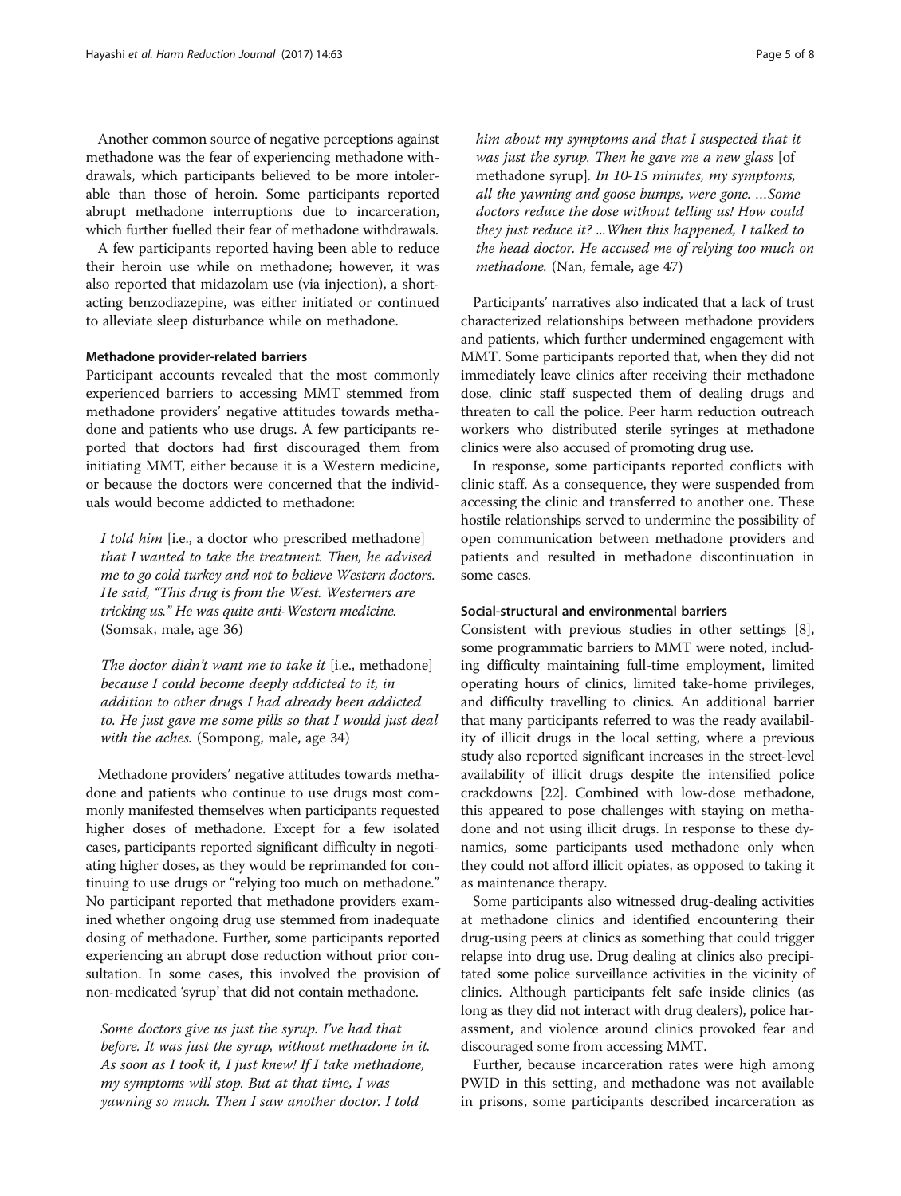Another common source of negative perceptions against methadone was the fear of experiencing methadone withdrawals, which participants believed to be more intolerable than those of heroin. Some participants reported abrupt methadone interruptions due to incarceration, which further fuelled their fear of methadone withdrawals.

A few participants reported having been able to reduce their heroin use while on methadone; however, it was also reported that midazolam use (via injection), a short-acting benzodiazepine, was either initiated or continued to alleviate sleep disturbance while on methadone.

### Methadone provider-related barriers

Participant accounts revealed that the most commonly experienced barriers to accessing MMT stemmed from methadone providers' negative attitudes towards methadone and patients who use drugs. A few participants reported that doctors had first discouraged them from initiating MMT, either because it is a Western medicine, or because the doctors were concerned that the individuals would become addicted to methadone:

> *I told him* [i.e., a doctor who prescribed methadone] *that I wanted to take the treatment. Then, he advised me to go cold turkey and not to believe Western doctors. He said, "This drug is from the West. Westerners are tricking us." He was quite anti-Western medicine.* (Somsak, male, age 36)

> *The doctor didn't want me to take it* [i.e., methadone] *because I could become deeply addicted to it, in addition to other drugs I had already been addicted to. He just gave me some pills so that I would just deal with the aches.* (Sompong, male, age 34)

Methadone providers' negative attitudes towards methadone and patients who continue to use drugs most commonly manifested themselves when participants requested higher doses of methadone. Except for a few isolated cases, participants reported significant difficulty in negotiating higher doses, as they would be reprimanded for continuing to use drugs or "relying too much on methadone." No participant reported that methadone providers examined whether ongoing drug use stemmed from inadequate dosing of methadone. Further, some participants reported experiencing an abrupt dose reduction without prior consultation. In some cases, this involved the provision of non-medicated 'syrup' that did not contain methadone.

> *Some doctors give us just the syrup. I've had that before. It was just the syrup, without methadone in it. As soon as I took it, I just knew! If I take methadone, my symptoms will stop. But at that time, I was yawning so much. Then I saw another doctor. I told him about my symptoms and that I suspected that it was just the syrup. Then he gave me a new glass* [of methadone syrup]. *In 10-15 minutes, my symptoms, all the yawning and goose bumps, were gone. …Some doctors reduce the dose without telling us! How could they just reduce it? ...When this happened, I talked to the head doctor. He accused me of relying too much on methadone.* (Nan, female, age 47)

Participants' narratives also indicated that a lack of trust characterized relationships between methadone providers and patients, which further undermined engagement with MMT. Some participants reported that, when they did not immediately leave clinics after receiving their methadone dose, clinic staff suspected them of dealing drugs and threaten to call the police. Peer harm reduction outreach workers who distributed sterile syringes at methadone clinics were also accused of promoting drug use.

In response, some participants reported conflicts with clinic staff. As a consequence, they were suspended from accessing the clinic and transferred to another one. These hostile relationships served to undermine the possibility of open communication between methadone providers and patients and resulted in methadone discontinuation in some cases.

### Social-structural and environmental barriers

Consistent with previous studies in other settings [8], some programmatic barriers to MMT were noted, including difficulty maintaining full-time employment, limited operating hours of clinics, limited take-home privileges, and difficulty travelling to clinics. An additional barrier that many participants referred to was the ready availability of illicit drugs in the local setting, where a previous study also reported significant increases in the street-level availability of illicit drugs despite the intensified police crackdowns [22]. Combined with low-dose methadone, this appeared to pose challenges with staying on methadone and not using illicit drugs. In response to these dynamics, some participants used methadone only when they could not afford illicit opiates, as opposed to taking it as maintenance therapy.

Some participants also witnessed drug-dealing activities at methadone clinics and identified encountering their drug-using peers at clinics as something that could trigger relapse into drug use. Drug dealing at clinics also precipitated some police surveillance activities in the vicinity of clinics. Although participants felt safe inside clinics (as long as they did not interact with drug dealers), police harassment, and violence around clinics provoked fear and discouraged some from accessing MMT.

Further, because incarceration rates were high among PWID in this setting, and methadone was not available in prisons, some participants described incarceration as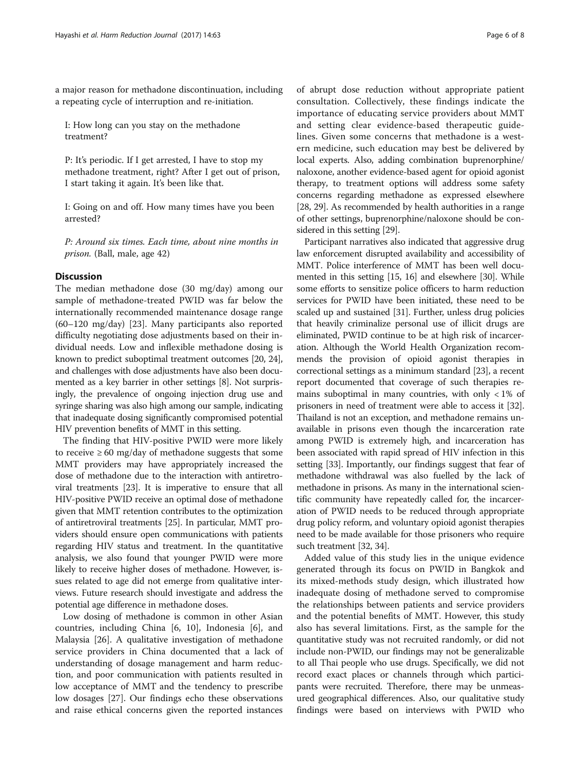a major reason for methadone discontinuation, including a repeating cycle of interruption and re-initiation.

> I: How long can you stay on the methadone treatment?
>
> P: It's periodic. If I get arrested, I have to stop my methadone treatment, right? After I get out of prison, I start taking it again. It's been like that.
>
> I: Going on and off. How many times have you been arrested?
>
> *P: Around six times. Each time, about nine months in prison.* (Ball, male, age 42)

## Discussion

The median methadone dose (30 mg/day) among our sample of methadone-treated PWID was far below the internationally recommended maintenance dosage range (60–120 mg/day) [23]. Many participants also reported difficulty negotiating dose adjustments based on their individual needs. Low and inflexible methadone dosing is known to predict suboptimal treatment outcomes [20, 24], and challenges with dose adjustments have also been documented as a key barrier in other settings [8]. Not surprisingly, the prevalence of ongoing injection drug use and syringe sharing was also high among our sample, indicating that inadequate dosing significantly compromised potential HIV prevention benefits of MMT in this setting.

The finding that HIV-positive PWID were more likely to receive ≥ 60 mg/day of methadone suggests that some MMT providers may have appropriately increased the dose of methadone due to the interaction with antiretroviral treatments [23]. It is imperative to ensure that all HIV-positive PWID receive an optimal dose of methadone given that MMT retention contributes to the optimization of antiretroviral treatments [25]. In particular, MMT providers should ensure open communications with patients regarding HIV status and treatment. In the quantitative analysis, we also found that younger PWID were more likely to receive higher doses of methadone. However, issues related to age did not emerge from qualitative interviews. Future research should investigate and address the potential age difference in methadone doses.

Low dosing of methadone is common in other Asian countries, including China [6, 10], Indonesia [6], and Malaysia [26]. A qualitative investigation of methadone service providers in China documented that a lack of understanding of dosage management and harm reduction, and poor communication with patients resulted in low acceptance of MMT and the tendency to prescribe low dosages [27]. Our findings echo these observations and raise ethical concerns given the reported instances of abrupt dose reduction without appropriate patient consultation. Collectively, these findings indicate the importance of educating service providers about MMT and setting clear evidence-based therapeutic guidelines. Given some concerns that methadone is a western medicine, such education may best be delivered by local experts. Also, adding combination buprenorphine/naloxone, another evidence-based agent for opioid agonist therapy, to treatment options will address some safety concerns regarding methadone as expressed elsewhere [28, 29]. As recommended by health authorities in a range of other settings, buprenorphine/naloxone should be considered in this setting [29].

Participant narratives also indicated that aggressive drug law enforcement disrupted availability and accessibility of MMT. Police interference of MMT has been well documented in this setting [15, 16] and elsewhere [30]. While some efforts to sensitize police officers to harm reduction services for PWID have been initiated, these need to be scaled up and sustained [31]. Further, unless drug policies that heavily criminalize personal use of illicit drugs are eliminated, PWID continue to be at high risk of incarceration. Although the World Health Organization recommends the provision of opioid agonist therapies in correctional settings as a minimum standard [23], a recent report documented that coverage of such therapies remains suboptimal in many countries, with only < 1% of prisoners in need of treatment were able to access it [32]. Thailand is not an exception, and methadone remains unavailable in prisons even though the incarceration rate among PWID is extremely high, and incarceration has been associated with rapid spread of HIV infection in this setting [33]. Importantly, our findings suggest that fear of methadone withdrawal was also fuelled by the lack of methadone in prisons. As many in the international scientific community have repeatedly called for, the incarceration of PWID needs to be reduced through appropriate drug policy reform, and voluntary opioid agonist therapies need to be made available for those prisoners who require such treatment [32, 34].

Added value of this study lies in the unique evidence generated through its focus on PWID in Bangkok and its mixed-methods study design, which illustrated how inadequate dosing of methadone served to compromise the relationships between patients and service providers and the potential benefits of MMT. However, this study also has several limitations. First, as the sample for the quantitative study was not recruited randomly, or did not include non-PWID, our findings may not be generalizable to all Thai people who use drugs. Specifically, we did not record exact places or channels through which participants were recruited. Therefore, there may be unmeasured geographical differences. Also, our qualitative study findings were based on interviews with PWID who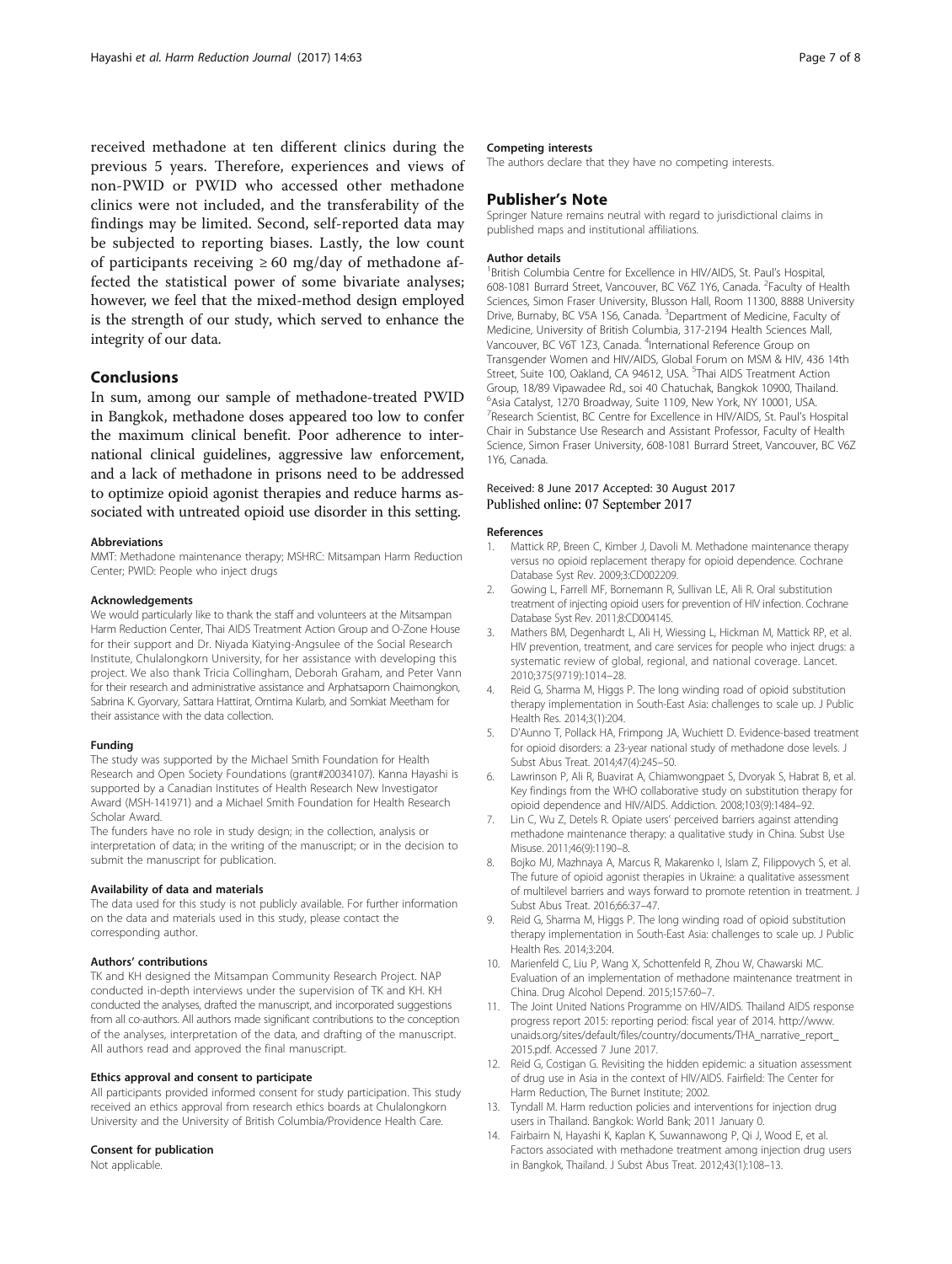received methadone at ten different clinics during the previous 5 years. Therefore, experiences and views of non-PWID or PWID who accessed other methadone clinics were not included, and the transferability of the findings may be limited. Second, self-reported data may be subjected to reporting biases. Lastly, the low count of participants receiving ≥ 60 mg/day of methadone affected the statistical power of some bivariate analyses; however, we feel that the mixed-method design employed is the strength of our study, which served to enhance the integrity of our data.

## Conclusions

In sum, among our sample of methadone-treated PWID in Bangkok, methadone doses appeared too low to confer the maximum clinical benefit. Poor adherence to international clinical guidelines, aggressive law enforcement, and a lack of methadone in prisons need to be addressed to optimize opioid agonist therapies and reduce harms associated with untreated opioid use disorder in this setting.

#### Abbreviations

MMT: Methadone maintenance therapy; MSHRC: Mitsampan Harm Reduction Center; PWID: People who inject drugs

#### Acknowledgements

We would particularly like to thank the staff and volunteers at the Mitsampan Harm Reduction Center, Thai AIDS Treatment Action Group and O-Zone House for their support and Dr. Niyada Kiatying-Angsulee of the Social Research Institute, Chulalongkorn University, for her assistance with developing this project. We also thank Tricia Collingham, Deborah Graham, and Peter Vann for their research and administrative assistance and Arphatsaporn Chaimongkon, Sabrina K. Gyorvary, Sattara Hattirat, Orntima Kularb, and Somkiat Meetham for their assistance with the data collection.

#### Funding

The study was supported by the Michael Smith Foundation for Health Research and Open Society Foundations (grant#20034107). Kanna Hayashi is supported by a Canadian Institutes of Health Research New Investigator Award (MSH-141971) and a Michael Smith Foundation for Health Research Scholar Award.

The funders have no role in study design; in the collection, analysis or interpretation of data; in the writing of the manuscript; or in the decision to submit the manuscript for publication.

#### Availability of data and materials

The data used for this study is not publicly available. For further information on the data and materials used in this study, please contact the corresponding author.

#### Authors' contributions

TK and KH designed the Mitsampan Community Research Project. NAP conducted in-depth interviews under the supervision of TK and KH. KH conducted the analyses, drafted the manuscript, and incorporated suggestions from all co-authors. All authors made significant contributions to the conception of the analyses, interpretation of the data, and drafting of the manuscript. All authors read and approved the final manuscript.

#### Ethics approval and consent to participate

All participants provided informed consent for study participation. This study received an ethics approval from research ethics boards at Chulalongkorn University and the University of British Columbia/Providence Health Care.

#### Consent for publication

Not applicable.

#### Competing interests

The authors declare that they have no competing interests.

## Publisher's Note

Springer Nature remains neutral with regard to jurisdictional claims in published maps and institutional affiliations.

#### Author details

[1]British Columbia Centre for Excellence in HIV/AIDS, St. Paul's Hospital, 608-1081 Burrard Street, Vancouver, BC V6Z 1Y6, Canada. [2]Faculty of Health Sciences, Simon Fraser University, Blusson Hall, Room 11300, 8888 University Drive, Burnaby, BC V5A 1S6, Canada. [3]Department of Medicine, Faculty of Medicine, University of British Columbia, 317-2194 Health Sciences Mall, Vancouver, BC V6T 1Z3, Canada. [4]International Reference Group on Transgender Women and HIV/AIDS, Global Forum on MSM & HIV, 436 14th Street, Suite 100, Oakland, CA 94612, USA. [5]Thai AIDS Treatment Action Group, 18/89 Vipawadee Rd., soi 40 Chatuchak, Bangkok 10900, Thailand. [6]Asia Catalyst, 1270 Broadway, Suite 1109, New York, NY 10001, USA. [7]Research Scientist, BC Centre for Excellence in HIV/AIDS, St. Paul's Hospital Chair in Substance Use Research and Assistant Professor, Faculty of Health Science, Simon Fraser University, 608-1081 Burrard Street, Vancouver, BC V6Z 1Y6, Canada.

Received: 8 June 2017 Accepted: 30 August 2017
Published online: 07 September 2017

#### References

1. Mattick RP, Breen C, Kimber J, Davoli M. Methadone maintenance therapy versus no opioid replacement therapy for opioid dependence. Cochrane Database Syst Rev. 2009;3:CD002209.
2. Gowing L, Farrell MF, Bornemann R, Sullivan LE, Ali R. Oral substitution treatment of injecting opioid users for prevention of HIV infection. Cochrane Database Syst Rev. 2011;8:CD004145.
3. Mathers BM, Degenhardt L, Ali H, Wiessing L, Hickman M, Mattick RP, et al. HIV prevention, treatment, and care services for people who inject drugs: a systematic review of global, regional, and national coverage. Lancet. 2010;375(9719):1014–28.
4. Reid G, Sharma M, Higgs P. The long winding road of opioid substitution therapy implementation in South-East Asia: challenges to scale up. J Public Health Res. 2014;3(1):204.
5. D'Aunno T, Pollack HA, Frimpong JA, Wuchiett D. Evidence-based treatment for opioid disorders: a 23-year national study of methadone dose levels. J Subst Abus Treat. 2014;47(4):245–50.
6. Lawrinson P, Ali R, Buavirat A, Chiamwongpaet S, Dvoryak S, Habrat B, et al. Key findings from the WHO collaborative study on substitution therapy for opioid dependence and HIV/AIDS. Addiction. 2008;103(9):1484–92.
7. Lin C, Wu Z, Detels R. Opiate users' perceived barriers against attending methadone maintenance therapy: a qualitative study in China. Subst Use Misuse. 2011;46(9):1190–8.
8. Bojko MJ, Mazhnaya A, Marcus R, Makarenko I, Islam Z, Filippovych S, et al. The future of opioid agonist therapies in Ukraine: a qualitative assessment of multilevel barriers and ways forward to promote retention in treatment. J Subst Abus Treat. 2016;66:37–47.
9. Reid G, Sharma M, Higgs P. The long winding road of opioid substitution therapy implementation in South-East Asia: challenges to scale up. J Public Health Res. 2014;3:204.
10. Marienfeld C, Liu P, Wang X, Schottenfeld R, Zhou W, Chawarski MC. Evaluation of an implementation of methadone maintenance treatment in China. Drug Alcohol Depend. 2015;157:60–7.
11. The Joint United Nations Programme on HIV/AIDS. Thailand AIDS response progress report 2015: reporting period: fiscal year of 2014. http://www.unaids.org/sites/default/files/country/documents/THA_narrative_report_2015.pdf. Accessed 7 June 2017.
12. Reid G, Costigan G. Revisiting the hidden epidemic: a situation assessment of drug use in Asia in the context of HIV/AIDS. Fairfield: The Center for Harm Reduction, The Burnet Institute; 2002.
13. Tyndall M. Harm reduction policies and interventions for injection drug users in Thailand. Bangkok: World Bank; 2011 January 0.
14. Fairbairn N, Hayashi K, Kaplan K, Suwannawong P, Qi J, Wood E, et al. Factors associated with methadone treatment among injection drug users in Bangkok, Thailand. J Subst Abus Treat. 2012;43(1):108–13.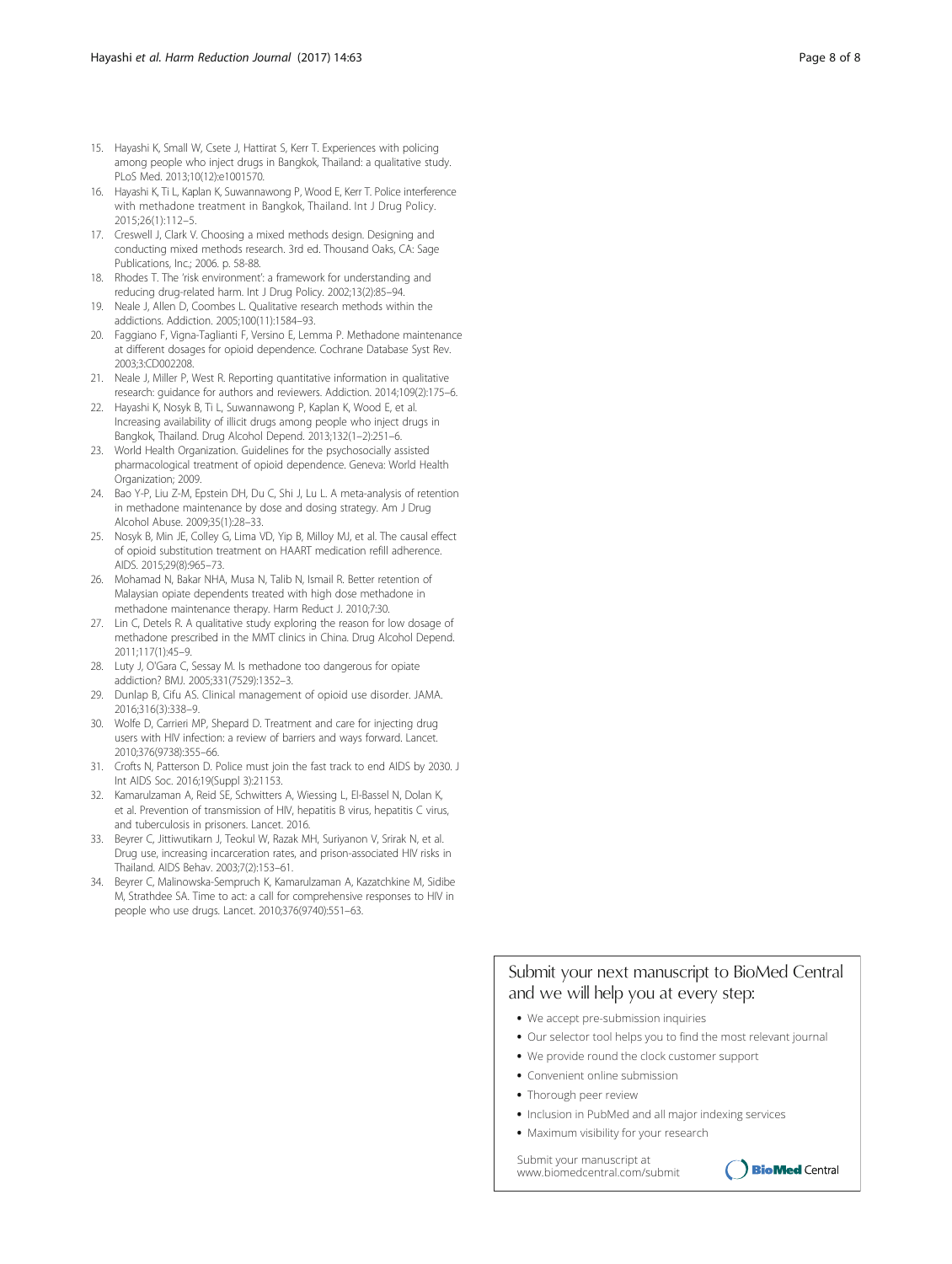15. Hayashi K, Small W, Csete J, Hattirat S, Kerr T. Experiences with policing among people who inject drugs in Bangkok, Thailand: a qualitative study. PLoS Med. 2013;10(12):e1001570.
16. Hayashi K, Ti L, Kaplan K, Suwannawong P, Wood E, Kerr T. Police interference with methadone treatment in Bangkok, Thailand. Int J Drug Policy. 2015;26(1):112–5.
17. Creswell J, Clark V. Choosing a mixed methods design. Designing and conducting mixed methods research. 3rd ed. Thousand Oaks, CA: Sage Publications, Inc.; 2006. p. 58-88.
18. Rhodes T. The 'risk environment': a framework for understanding and reducing drug-related harm. Int J Drug Policy. 2002;13(2):85–94.
19. Neale J, Allen D, Coombes L. Qualitative research methods within the addictions. Addiction. 2005;100(11):1584–93.
20. Faggiano F, Vigna-Taglianti F, Versino E, Lemma P. Methadone maintenance at different dosages for opioid dependence. Cochrane Database Syst Rev. 2003;3:CD002208.
21. Neale J, Miller P, West R. Reporting quantitative information in qualitative research: guidance for authors and reviewers. Addiction. 2014;109(2):175–6.
22. Hayashi K, Nosyk B, Ti L, Suwannawong P, Kaplan K, Wood E, et al. Increasing availability of illicit drugs among people who inject drugs in Bangkok, Thailand. Drug Alcohol Depend. 2013;132(1–2):251–6.
23. World Health Organization. Guidelines for the psychosocially assisted pharmacological treatment of opioid dependence. Geneva: World Health Organization; 2009.
24. Bao Y-P, Liu Z-M, Epstein DH, Du C, Shi J, Lu L. A meta-analysis of retention in methadone maintenance by dose and dosing strategy. Am J Drug Alcohol Abuse. 2009;35(1):28–33.
25. Nosyk B, Min JE, Colley G, Lima VD, Yip B, Milloy MJ, et al. The causal effect of opioid substitution treatment on HAART medication refill adherence. AIDS. 2015;29(8):965–73.
26. Mohamad N, Bakar NHA, Musa N, Talib N, Ismail R. Better retention of Malaysian opiate dependents treated with high dose methadone in methadone maintenance therapy. Harm Reduct J. 2010;7:30.
27. Lin C, Detels R. A qualitative study exploring the reason for low dosage of methadone prescribed in the MMT clinics in China. Drug Alcohol Depend. 2011;117(1):45–9.
28. Luty J, O'Gara C, Sessay M. Is methadone too dangerous for opiate addiction? BMJ. 2005;331(7529):1352–3.
29. Dunlap B, Cifu AS. Clinical management of opioid use disorder. JAMA. 2016;316(3):338–9.
30. Wolfe D, Carrieri MP, Shepard D. Treatment and care for injecting drug users with HIV infection: a review of barriers and ways forward. Lancet. 2010;376(9738):355–66.
31. Crofts N, Patterson D. Police must join the fast track to end AIDS by 2030. J Int AIDS Soc. 2016;19(Suppl 3):21153.
32. Kamarulzaman A, Reid SE, Schwitters A, Wiessing L, El-Bassel N, Dolan K, et al. Prevention of transmission of HIV, hepatitis B virus, hepatitis C virus, and tuberculosis in prisoners. Lancet. 2016.
33. Beyrer C, Jittiwutikarn J, Teokul W, Razak MH, Suriyanon V, Srirak N, et al. Drug use, increasing incarceration rates, and prison-associated HIV risks in Thailand. AIDS Behav. 2003;7(2):153–61.
34. Beyrer C, Malinowska-Sempruch K, Kamarulzaman A, Kazatchkine M, Sidibe M, Strathdee SA. Time to act: a call for comprehensive responses to HIV in people who use drugs. Lancet. 2010;376(9740):551–63.

Submit your next manuscript to BioMed Central and we will help you at every step:

- We accept pre-submission inquiries
- Our selector tool helps you to find the most relevant journal
- We provide round the clock customer support
- Convenient online submission
- Thorough peer review
- Inclusion in PubMed and all major indexing services
- Maximum visibility for your research

Submit your manuscript at www.biomedcentral.com/submit

BioMed Central